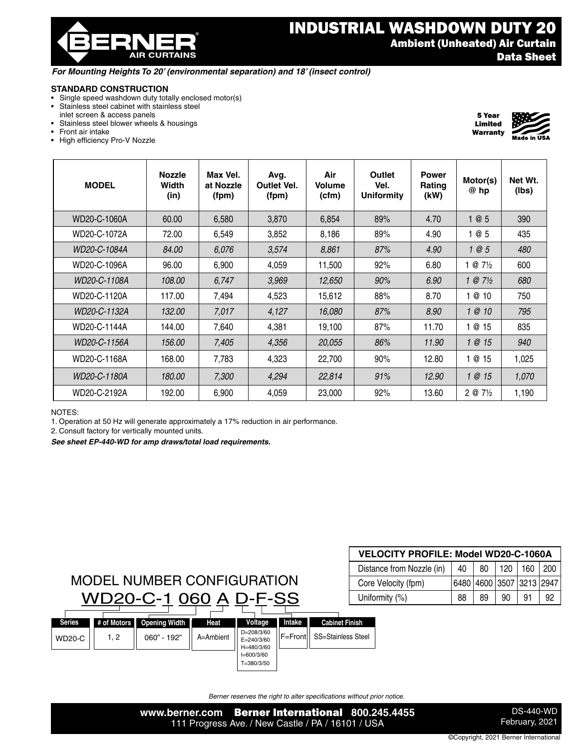# INDUSTRIAL WASHDOWN DUTY 20

## Ambient (Unheated) Air Curtain

## Data Sheet

*For Mounting Heights To 20' (environmental separation) and 18' (insect control)*

**STANDARD CONSTRUCTION**

- Single speed washdown duty totally enclosed motor(s)
- Stainless steel cabinet with stainless steel inlet screen & access panels
- Stainless steel blower wheels & housings
- Front air intake
- High efficiency Pro-V Nozzle

**5 Year Limited Warranty**

**Made in USA**

| MODEL | Nozzle Width (in) | Max Vel. at Nozzle (fpm) | Avg. Outlet Vel. (fpm) | Air Volume (cfm) | Outlet Vel. Uniformity | Power Rating (kW) | Motor(s) @ hp | Net Wt. (lbs) |
|---|---|---|---|---|---|---|---|---|
| WD20-C-1060A | 60.00 | 6,580 | 3,870 | 6,854 | 89% | 4.70 | 1 @ 5 | 390 |
| WD20-C-1072A | 72.00 | 6,549 | 3,852 | 8,186 | 89% | 4.90 | 1 @ 5 | 435 |
| *WD20-C-1084A* | *84.00* | *6,076* | *3,574* | *8,861* | *87%* | *4.90* | *1 @ 5* | *480* |
| WD20-C-1096A | 96.00 | 6,900 | 4,059 | 11,500 | 92% | 6.80 | 1 @ 7½ | 600 |
| *WD20-C-1108A* | *108.00* | *6,747* | *3,969* | *12,650* | *90%* | *6.90* | *1 @ 7½* | *680* |
| WD20-C-1120A | 117.00 | 7,494 | 4,523 | 15,612 | 88% | 8.70 | 1 @ 10 | 750 |
| *WD20-C-1132A* | *132.00* | *7,017* | *4,127* | *16,080* | *87%* | *8.90* | *1 @ 10* | *795* |
| WD20-C-1144A | 144.00 | 7,640 | 4,381 | 19,100 | 87% | 11.70 | 1 @ 15 | 835 |
| *WD20-C-1156A* | *156.00* | *7,405* | *4,356* | *20,055* | *86%* | *11.90* | *1 @ 15* | *940* |
| WD20-C-1168A | 168.00 | 7,783 | 4,323 | 22,700 | 90% | 12.80 | 1 @ 15 | 1,025 |
| *WD20-C-1180A* | *180.00* | *7,300* | *4,294* | *22,814* | *91%* | *12.90* | *1 @ 15* | *1,070* |
| WD20-C-2192A | 192.00 | 6,900 | 4,059 | 23,000 | 92% | 13.60 | 2 @ 7½ | 1,190 |

NOTES:

1. Operation at 50 Hz will generate approximately a 17% reduction in air performance.
2. Consult factory for vertically mounted units.

***See sheet EP-440-WD for amp draws/total load requirements.***

| VELOCITY PROFILE: Model WD20-C-1060A | | | | | |
|---|---|---|---|---|---|
| Distance from Nozzle (in) | 40 | 80 | 120 | 160 | 200 |
| Core Velocity (fpm) | 6480 | 4600 | 3507 | 3213 | 2947 |
| Uniformity (%) | 88 | 89 | 90 | 91 | 92 |

## MODEL NUMBER CONFIGURATION

WD20-C-1 060 A D-F-SS

| Series | # of Motors | Opening Width | Heat | Voltage | Intake | Cabinet Finish |
|---|---|---|---|---|---|---|
| WD20-C | 1, 2 | 060" - 192" | A=Ambient | D=208/3/60<br>E=240/3/60<br>H=480/3/60<br>I=600/3/60<br>T=380/3/50 | F=Front | SS=Stainless Steel |

*Berner reserves the right to alter specifications without prior notice.*

www.berner.com **Berner International** 800.245.4455
111 Progress Ave. / New Castle / PA / 16101 / USA

DS-440-WD
February, 2021

©Copyright, 2021 Berner International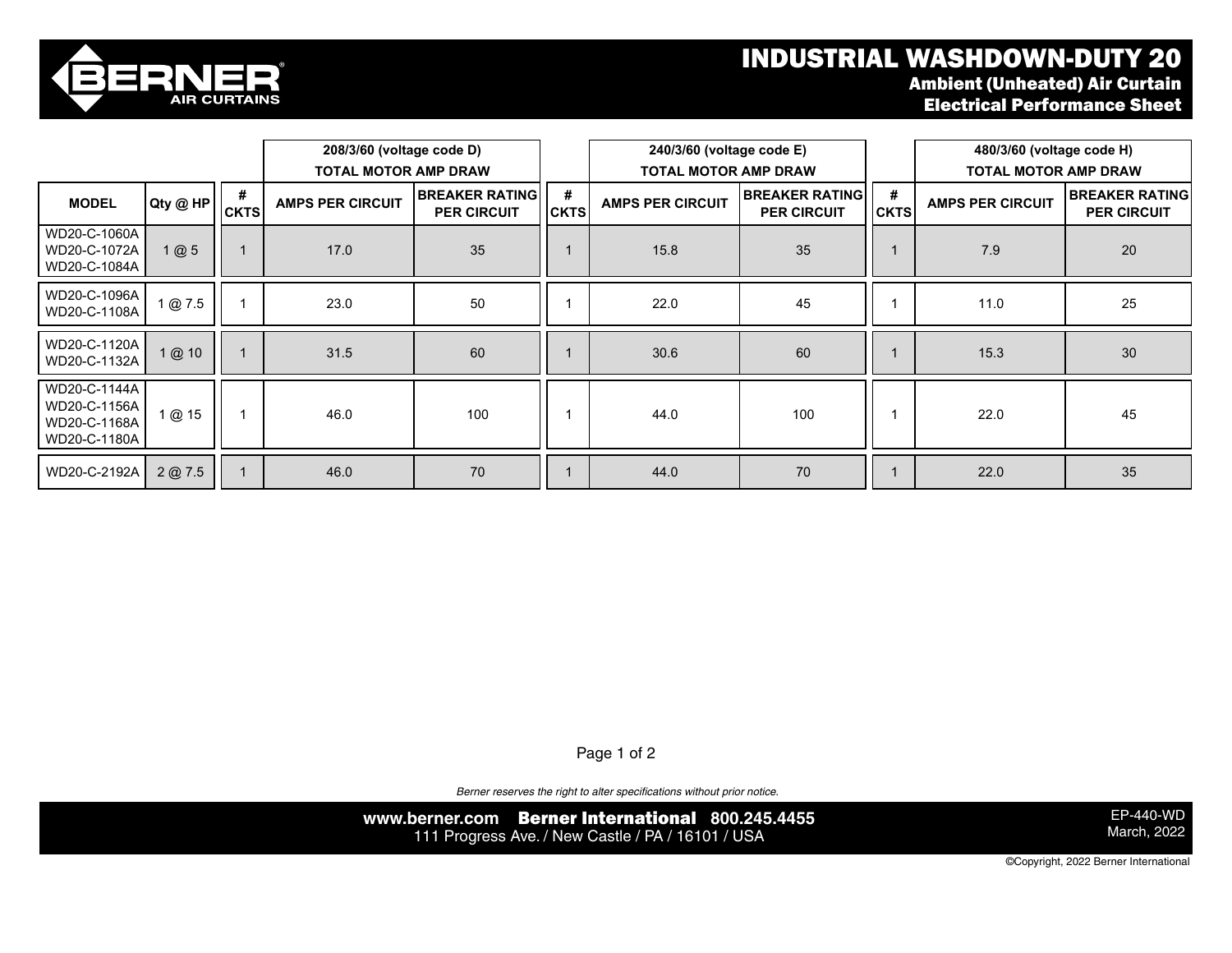# INDUSTRIAL WASHDOWN-DUTY 20

## Ambient (Unheated) Air Curtain
## Electrical Performance Sheet

| | | 208/3/60 (voltage code D) TOTAL MOTOR AMP DRAW | | | 240/3/60 (voltage code E) TOTAL MOTOR AMP DRAW | | | 480/3/60 (voltage code H) TOTAL MOTOR AMP DRAW | | |
|---|---|---|---|---|---|---|---|---|---|---|
| **MODEL** | **Qty @ HP** | **# CKTS** | **AMPS PER CIRCUIT** | **BREAKER RATING PER CIRCUIT** | **# CKTS** | **AMPS PER CIRCUIT** | **BREAKER RATING PER CIRCUIT** | **# CKTS** | **AMPS PER CIRCUIT** | **BREAKER RATING PER CIRCUIT** |
| WD20-C-1060A WD20-C-1072A WD20-C-1084A | 1 @ 5 | 1 | 17.0 | 35 | 1 | 15.8 | 35 | 1 | 7.9 | 20 |
| WD20-C-1096A WD20-C-1108A | 1 @ 7.5 | 1 | 23.0 | 50 | 1 | 22.0 | 45 | 1 | 11.0 | 25 |
| WD20-C-1120A WD20-C-1132A | 1 @ 10 | 1 | 31.5 | 60 | 1 | 30.6 | 60 | 1 | 15.3 | 30 |
| WD20-C-1144A WD20-C-1156A WD20-C-1168A WD20-C-1180A | 1 @ 15 | 1 | 46.0 | 100 | 1 | 44.0 | 100 | 1 | 22.0 | 45 |
| WD20-C-2192A | 2 @ 7.5 | 1 | 46.0 | 70 | 1 | 44.0 | 70 | 1 | 22.0 | 35 |

*Berner reserves the right to alter specifications without prior notice.*

www.berner.com **Berner International** 800.245.4455
111 Progress Ave. / New Castle / PA / 16101 / USA

EP-440-WD
March, 2022

©Copyright, 2022 Berner International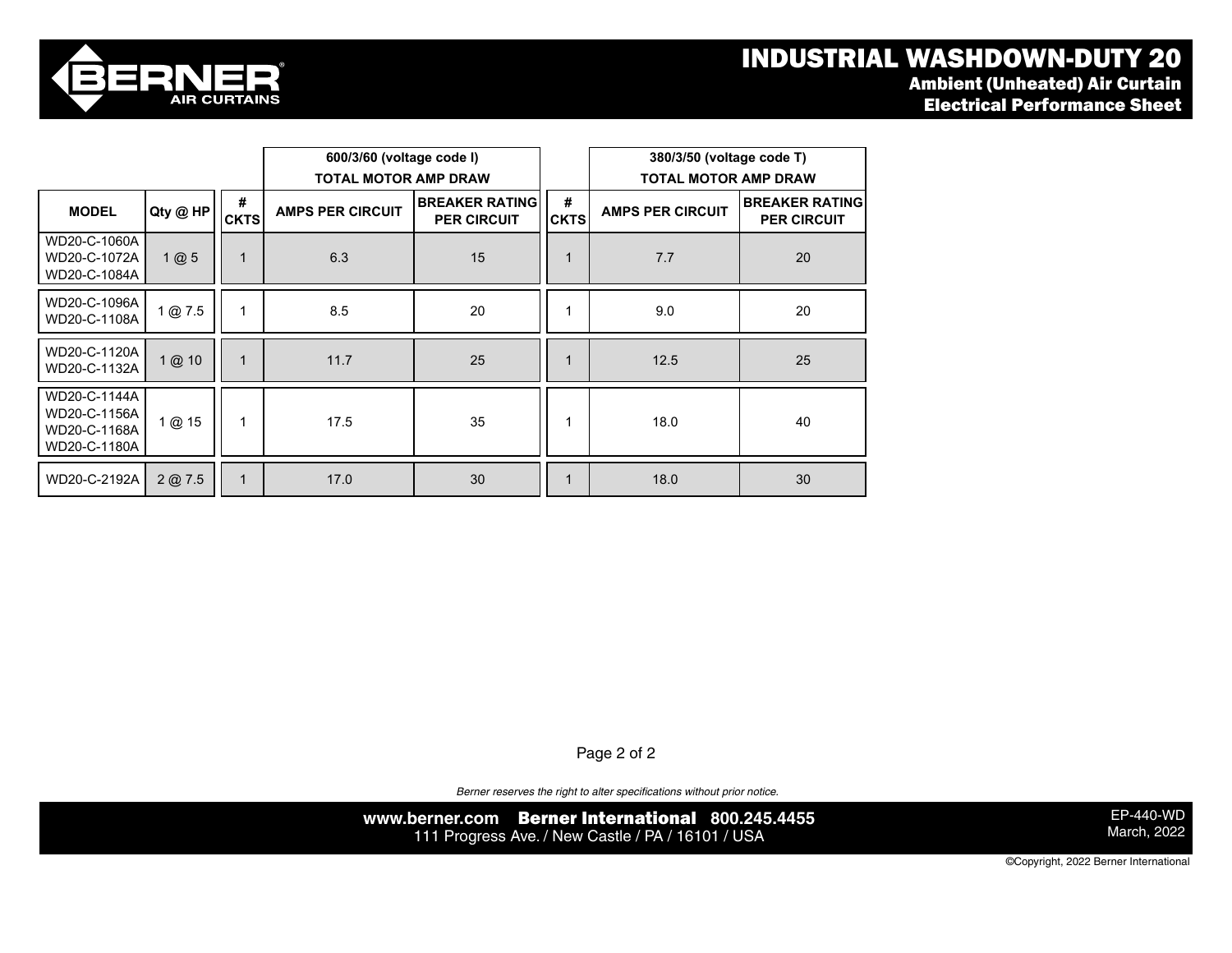# INDUSTRIAL WASHDOWN-DUTY 20

## Ambient (Unheated) Air Curtain

## Electrical Performance Sheet

| | | 600/3/60 (voltage code I) TOTAL MOTOR AMP DRAW | | | 380/3/50 (voltage code T) TOTAL MOTOR AMP DRAW | | |
|---|---|---|---|---|---|---|---|
| MODEL | Qty @ HP | # CKTS | AMPS PER CIRCUIT | BREAKER RATING PER CIRCUIT | # CKTS | AMPS PER CIRCUIT | BREAKER RATING PER CIRCUIT |
| WD20-C-1060A WD20-C-1072A WD20-C-1084A | 1 @ 5 | 1 | 6.3 | 15 | 1 | 7.7 | 20 |
| WD20-C-1096A WD20-C-1108A | 1 @ 7.5 | 1 | 8.5 | 20 | 1 | 9.0 | 20 |
| WD20-C-1120A WD20-C-1132A | 1 @ 10 | 1 | 11.7 | 25 | 1 | 12.5 | 25 |
| WD20-C-1144A WD20-C-1156A WD20-C-1168A WD20-C-1180A | 1 @ 15 | 1 | 17.5 | 35 | 1 | 18.0 | 40 |
| WD20-C-2192A | 2 @ 7.5 | 1 | 17.0 | 30 | 1 | 18.0 | 30 |

*Berner reserves the right to alter specifications without prior notice.*

www.berner.com **Berner International** 800.245.4455
111 Progress Ave. / New Castle / PA / 16101 / USA

EP-440-WD
March, 2022

©Copyright, 2022 Berner International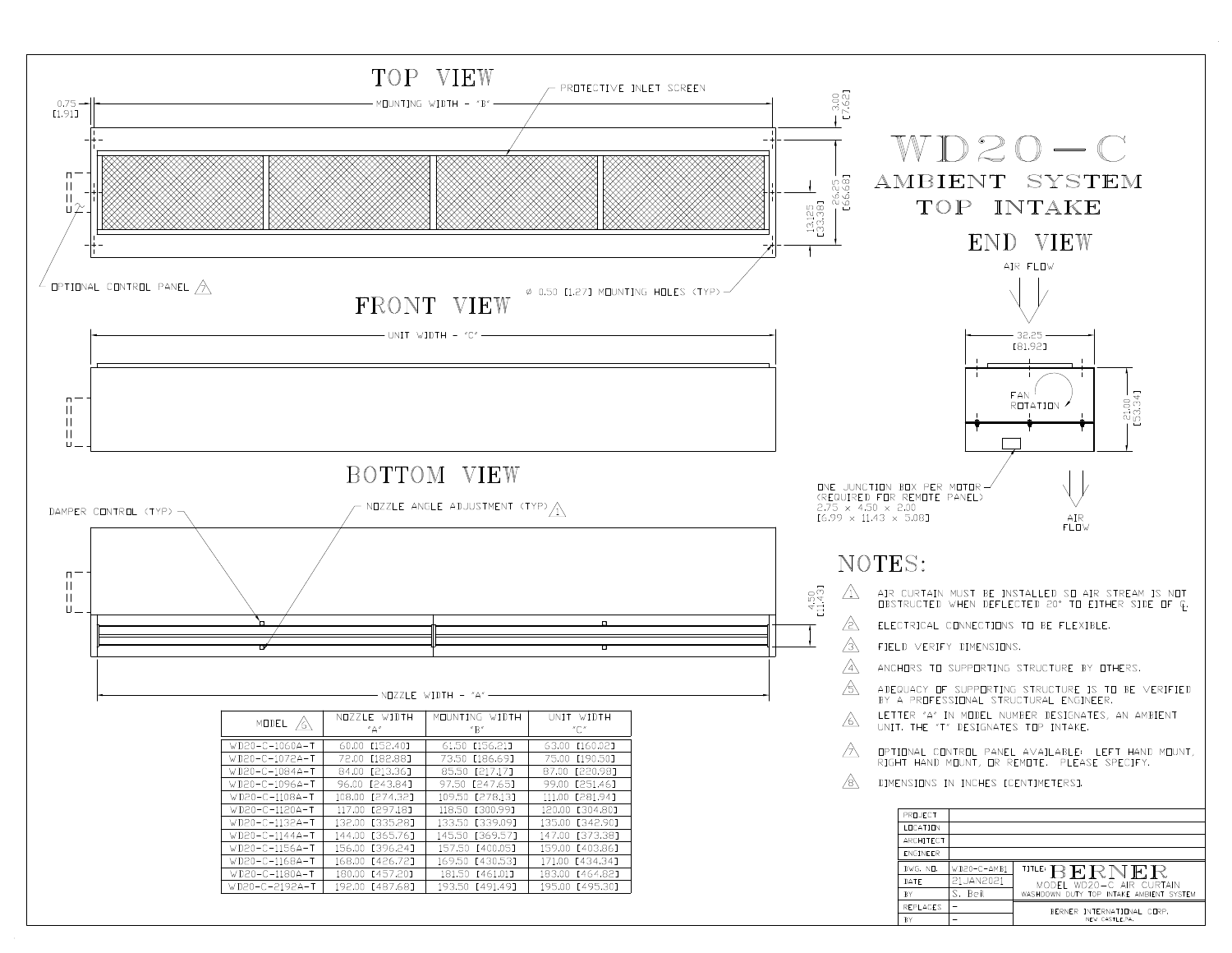# WD20-C

## AMBIENT SYSTEM TOP INTAKE

### TOP VIEW

0.75 [1.91]

MOUNTING WIDTH - "B"

PROTECTIVE INLET SCREEN

3.00 [7.62]

26.25 [66.68]

13.125 [33.38]

OPTIONAL CONTROL PANEL 7

Ø 0.50 [1.27] MOUNTING HOLES (TYP)

### FRONT VIEW

UNIT WIDTH - "C"

### BOTTOM VIEW

DAMPER CONTROL (TYP)

NOZZLE ANGLE ADJUSTMENT (TYP) 1

4.50 [11.43]

NOZZLE WIDTH - "A"

### END VIEW

AIR FLOW

32.25 [81.92]

FAN ROTATION

21.00 [53.34]

ONE JUNCTION BOX PER MOTOR (REQUIRED FOR REMOTE PANEL) 2.75 × 4.50 × 2.00 [6.99 × 11.43 × 5.08]

AIR FLOW

| MODEL 6 | NOZZLE WIDTH "A" | MOUNTING WIDTH "B" | UNIT WIDTH "C" |
|---|---|---|---|
| WD20-C-1060A-T | 60.00 [152.40] | 61.50 [156.21] | 63.00 [160.02] |
| WD20-C-1072A-T | 72.00 [182.88] | 73.50 [186.69] | 75.00 [190.50] |
| WD20-C-1084A-T | 84.00 [213.36] | 85.50 [217.17] | 87.00 [220.98] |
| WD20-C-1096A-T | 96.00 [243.84] | 97.50 [247.65] | 99.00 [251.46] |
| WD20-C-1108A-T | 108.00 [274.32] | 109.50 [278.13] | 111.00 [281.94] |
| WD20-C-1120A-T | 117.00 [297.18] | 118.50 [300.99] | 120.00 [304.80] |
| WD20-C-1132A-T | 132.00 [335.28] | 133.50 [339.09] | 135.00 [342.90] |
| WD20-C-1144A-T | 144.00 [365.76] | 145.50 [369.57] | 147.00 [373.38] |
| WD20-C-1156A-T | 156.00 [396.24] | 157.50 [400.05] | 159.00 [403.86] |
| WD20-C-1168A-T | 168.00 [426.72] | 169.50 [430.53] | 171.00 [434.34] |
| WD20-C-1180A-T | 180.00 [457.20] | 181.50 [461.01] | 183.00 [464.82] |
| WD20-C-2192A-T | 192.00 [487.68] | 193.50 [491.49] | 195.00 [495.30] |

## NOTES:

1. AIR CURTAIN MUST BE INSTALLED SO AIR STREAM IS NOT OBSTRUCTED WHEN DEFLECTED 20° TO EITHER SIDE OF ℄.
2. ELECTRICAL CONNECTIONS TO BE FLEXIBLE.
3. FIELD VERIFY DIMENSIONS.
4. ANCHORS TO SUPPORTING STRUCTURE BY OTHERS.
5. ADEQUACY OF SUPPORTING STRUCTURE IS TO BE VERIFIED BY A PROFESSIONAL STRUCTURAL ENGINEER.
6. LETTER "A" IN MODEL NUMBER DESIGNATES, AN AMBIENT UNIT. THE "T" DESIGNATES TOP INTAKE.
7. OPTIONAL CONTROL PANEL AVAILABLE: LEFT HAND MOUNT, RIGHT HAND MOUNT, OR REMOTE. PLEASE SPECIFY.
8. DIMENSIONS IN INCHES [CENTIMETERS].

| PROJECT | |
|---|---|
| LOCATION | |
| ARCHITECT | |
| ENGINEER | |
| DWG. NO. | WD20-C-AMB1 |
| DATE | 21JAN2021 |
| BY | S. Bell |
| REPLACES | - |
| BY | - |

TITLE: BERNER
MODEL WD20-C AIR CURTAIN
WASHDOWN DUTY TOP INTAKE AMBIENT SYSTEM

BERNER INTERNATIONAL CORP.
NEW CASTLE, PA.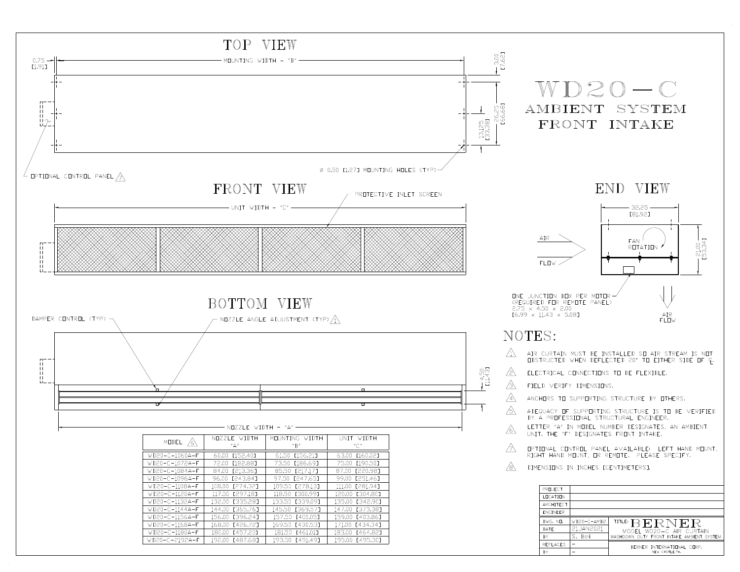# WD20-C

## AMBIENT SYSTEM FRONT INTAKE

## TOP VIEW

0.75 [1.91]

MOUNTING WIDTH - "B"

3.00 [7.62]

26.25 [66.68]

13.125 [33.38]

OPTIONAL CONTROL PANEL 7

Ø 0.50 [1.27] MOUNTING HOLES (TYP)

## FRONT VIEW

UNIT WIDTH - "C"

PROTECTIVE INLET SCREEN

## END VIEW

32.25 [81.92]

21.00 [53.34]

AIR FLOW

FAN ROTATION

ONE JUNCTION BOX PER MOTOR (REQUIRED FOR REMOTE PANEL) 2.75 x 4.50 x 2.00 [6.99 x 11.43 x 5.08]

AIR FLOW

## BOTTOM VIEW

DAMPER CONTROL (TYP)

NOZZLE ANGLE ADJUSTMENT (TYP) 1

4.50 [11.43]

NOZZLE WIDTH - "A"

| MODEL 5 | NOZZLE WIDTH "A" | MOUNTING WIDTH "B" | UNIT WIDTH "C" |
|---|---|---|---|
| WD20-C-1060A-F | 60.00 [152.40] | 61.50 [156.21] | 63.00 [160.02] |
| WD20-C-1072A-F | 72.00 [182.88] | 73.50 [186.69] | 75.00 [190.50] |
| WD20-C-1084A-F | 84.00 [213.36] | 85.50 [217.17] | 87.00 [220.98] |
| WD20-C-1096A-F | 96.00 [243.84] | 97.50 [247.65] | 99.00 [251.46] |
| WD20-C-1108A-F | 108.00 [274.32] | 109.50 [278.13] | 111.00 [281.94] |
| WD20-C-1120A-F | 117.00 [297.18] | 118.50 [300.99] | 120.00 [304.80] |
| WD20-C-1132A-F | 132.00 [335.28] | 133.50 [339.09] | 135.00 [342.90] |
| WD20-C-1144A-F | 144.00 [365.76] | 145.50 [369.57] | 147.00 [373.38] |
| WD20-C-1156A-F | 156.00 [396.24] | 157.50 [400.05] | 159.00 [403.86] |
| WD20-C-1168A-F | 168.00 [426.72] | 169.50 [430.53] | 171.00 [434.34] |
| WD20-C-1180A-F | 180.00 [457.20] | 181.50 [461.01] | 183.00 [464.82] |
| WD20-C-2192A-F | 192.00 [487.68] | 193.50 [491.49] | 195.00 [495.30] |

## NOTES:

1. AIR CURTAIN MUST BE INSTALLED SO AIR STREAM IS NOT OBSTRUCTED WHEN DEFLECTED 20° TO EITHER SIDE OF ℄.
2. ELECTRICAL CONNECTIONS TO BE FLEXIBLE.
3. FIELD VERIFY DIMENSIONS.
4. ANCHORS TO SUPPORTING STRUCTURE BY OTHERS.
5. ADEQUACY OF SUPPORTING STRUCTURE IS TO BE VERIFIED BY A PROFESSIONAL STRUCTURAL ENGINEER.
6. LETTER "A" IN MODEL NUMBER DESIGNATES, AN AMBIENT UNIT. THE "F" DESIGNATES FRONT INTAKE.
7. OPTIONAL CONTROL PANEL AVAILABLE: LEFT HAND MOUNT, RIGHT HAND MOUNT, OR REMOTE. PLEASE SPECIFY.
8. DIMENSIONS IN INCHES [CENTIMETERS].

| | |
|---|---|
| PROJECT | |
| LOCATION | |
| ARCHITECT | |
| ENGINEER | |

| | | |
|---|---|---|
| DWG. NO. | WD20-C-AMB2 | TITLE: BERNER MODEL WD20-C AIR CURTAIN WASHDOWN DUTY FRONT INTAKE AMBIENT SYSTEM |
| DATE | 21JAN2021 | |
| BY | S. Beil | |
| REPLACES | - | BERNER INTERNATIONAL CORP. NEW CASTLE, PA. |
| BY | - | |